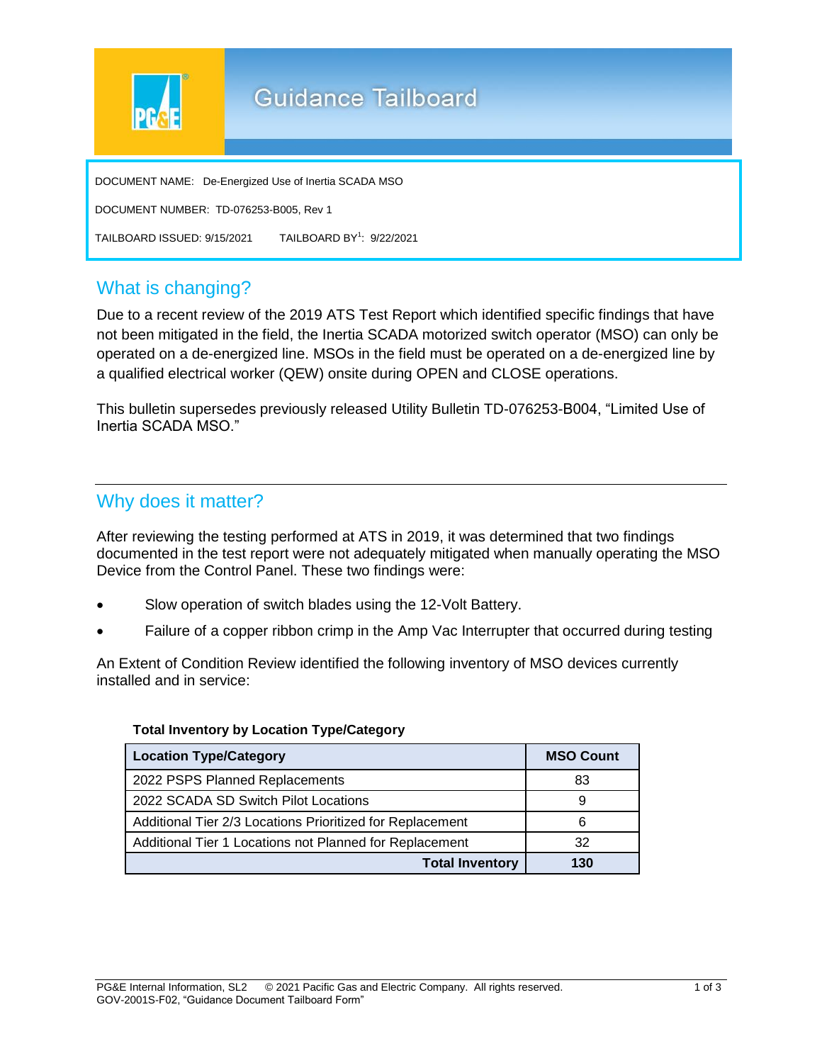# Guidance Tailboard

DOCUMENT NAME: De-Energized Use of Inertia SCADA MSO

DOCUMENT NUMBER: TD-076253-B005, Rev 1

TAILBOARD ISSUED: 9/15/2021 TAILBOARD BY[1]: 9/22/2021

## What is changing?

Due to a recent review of the 2019 ATS Test Report which identified specific findings that have not been mitigated in the field, the Inertia SCADA motorized switch operator (MSO) can only be operated on a de-energized line. MSOs in the field must be operated on a de-energized line by a qualified electrical worker (QEW) onsite during OPEN and CLOSE operations.

This bulletin supersedes previously released Utility Bulletin TD-076253-B004, "Limited Use of Inertia SCADA MSO."

## Why does it matter?

After reviewing the testing performed at ATS in 2019, it was determined that two findings documented in the test report were not adequately mitigated when manually operating the MSO Device from the Control Panel. These two findings were:

- Slow operation of switch blades using the 12-Volt Battery.
- Failure of a copper ribbon crimp in the Amp Vac Interrupter that occurred during testing

An Extent of Condition Review identified the following inventory of MSO devices currently installed and in service:

**Total Inventory by Location Type/Category**

| Location Type/Category | MSO Count |
|---|---|
| 2022 PSPS Planned Replacements | 83 |
| 2022 SCADA SD Switch Pilot Locations | 9 |
| Additional Tier 2/3 Locations Prioritized for Replacement | 6 |
| Additional Tier 1 Locations not Planned for Replacement | 32 |
| **Total Inventory** | **130** |

PG&E Internal Information, SL2 © 2021 Pacific Gas and Electric Company. All rights reserved.
GOV-2001S-F02, "Guidance Document Tailboard Form"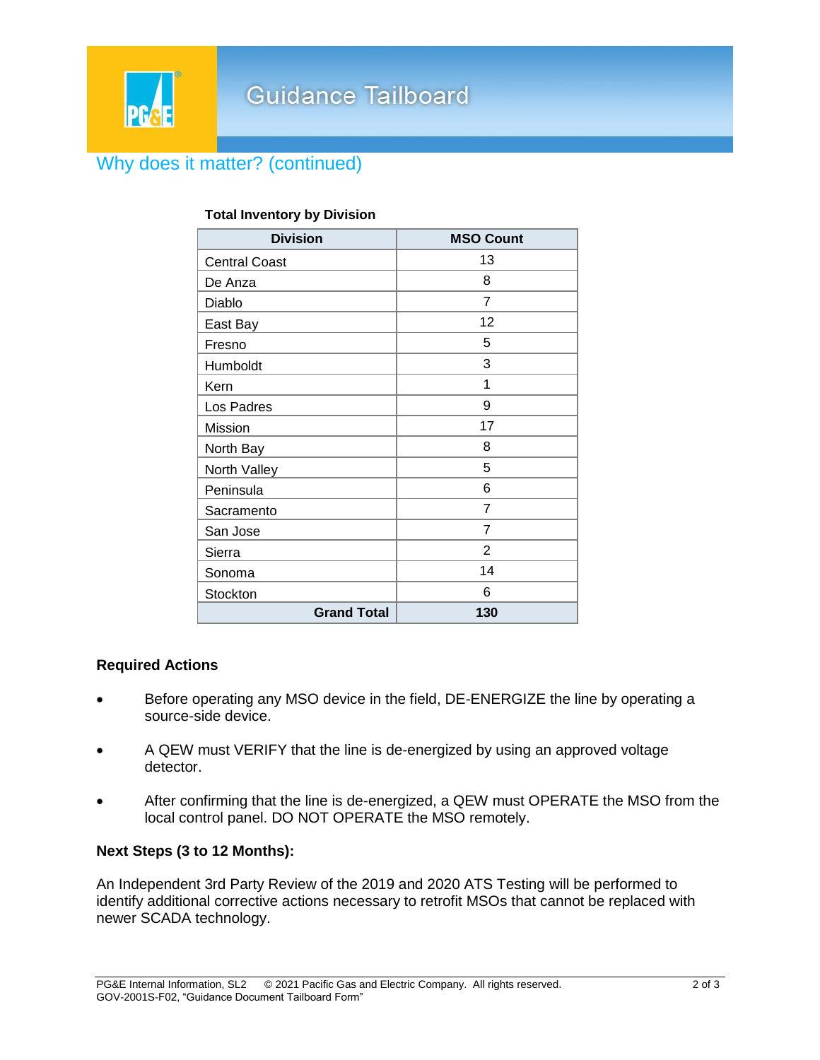## Why does it matter? (continued)

**Total Inventory by Division**

| Division | MSO Count |
|---|---|
| Central Coast | 13 |
| De Anza | 8 |
| Diablo | 7 |
| East Bay | 12 |
| Fresno | 5 |
| Humboldt | 3 |
| Kern | 1 |
| Los Padres | 9 |
| Mission | 17 |
| North Bay | 8 |
| North Valley | 5 |
| Peninsula | 6 |
| Sacramento | 7 |
| San Jose | 7 |
| Sierra | 2 |
| Sonoma | 14 |
| Stockton | 6 |
| **Grand Total** | **130** |

**Required Actions**

- Before operating any MSO device in the field, DE-ENERGIZE the line by operating a source-side device.
- A QEW must VERIFY that the line is de-energized by using an approved voltage detector.
- After confirming that the line is de-energized, a QEW must OPERATE the MSO from the local control panel. DO NOT OPERATE the MSO remotely.

**Next Steps (3 to 12 Months):**

An Independent 3rd Party Review of the 2019 and 2020 ATS Testing will be performed to identify additional corrective actions necessary to retrofit MSOs that cannot be replaced with newer SCADA technology.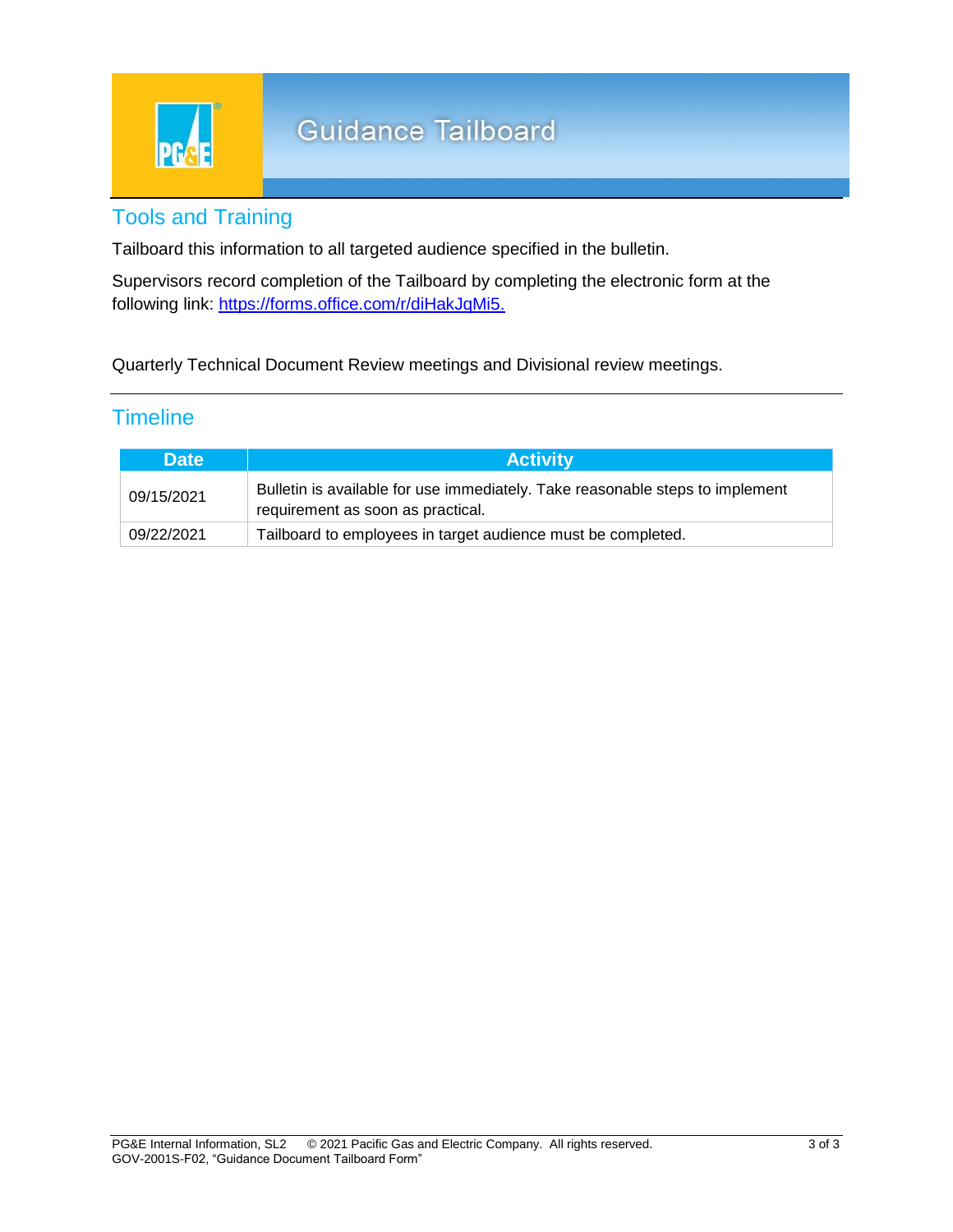## Tools and Training

Tailboard this information to all targeted audience specified in the bulletin.

Supervisors record completion of the Tailboard by completing the electronic form at the following link: https://forms.office.com/r/diHakJqMi5.

Quarterly Technical Document Review meetings and Divisional review meetings.

## Timeline

| Date | Activity |
| --- | --- |
| 09/15/2021 | Bulletin is available for use immediately. Take reasonable steps to implement requirement as soon as practical. |
| 09/22/2021 | Tailboard to employees in target audience must be completed. |